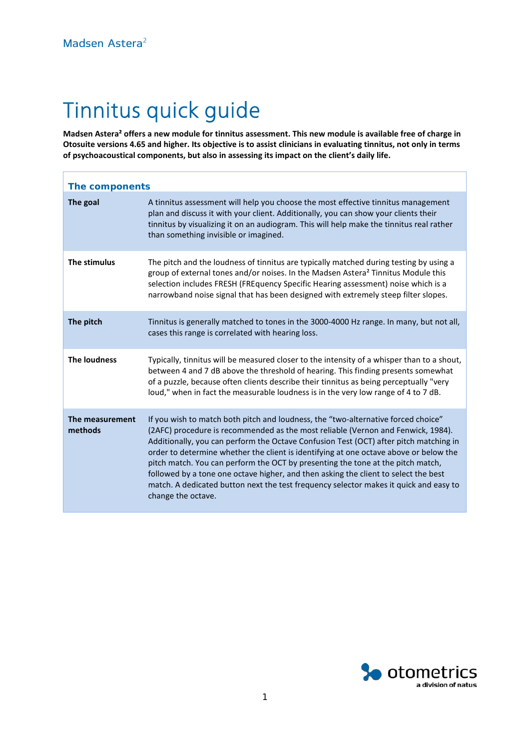# Tinnitus quick guide

**Madsen Astera² offers a new module for tinnitus assessment. This new module is available free of charge in Otosuite versions 4.65 and higher. Its objective is to assist clinicians in evaluating tinnitus, not only in terms of psychoacoustical components, but also in assessing its impact on the client's daily life.**

## The components

| | |
|---|---|
| **The goal** | A tinnitus assessment will help you choose the most effective tinnitus management plan and discuss it with your client. Additionally, you can show your clients their tinnitus by visualizing it on an audiogram. This will help make the tinnitus real rather than something invisible or imagined. |
| **The stimulus** | The pitch and the loudness of tinnitus are typically matched during testing by using a group of external tones and/or noises. In the Madsen Astera² Tinnitus Module this selection includes FRESH (FREquency Specific Hearing assessment) noise which is a narrowband noise signal that has been designed with extremely steep filter slopes. |
| **The pitch** | Tinnitus is generally matched to tones in the 3000-4000 Hz range. In many, but not all, cases this range is correlated with hearing loss. |
| **The loudness** | Typically, tinnitus will be measured closer to the intensity of a whisper than to a shout, between 4 and 7 dB above the threshold of hearing. This finding presents somewhat of a puzzle, because often clients describe their tinnitus as being perceptually "very loud," when in fact the measurable loudness is in the very low range of 4 to 7 dB. |
| **The measurement methods** | If you wish to match both pitch and loudness, the "two-alternative forced choice" (2AFC) procedure is recommended as the most reliable (Vernon and Fenwick, 1984). Additionally, you can perform the Octave Confusion Test (OCT) after pitch matching in order to determine whether the client is identifying at one octave above or below the pitch match. You can perform the OCT by presenting the tone at the pitch match, followed by a tone one octave higher, and then asking the client to select the best match. A dedicated button next the test frequency selector makes it quick and easy to change the octave. |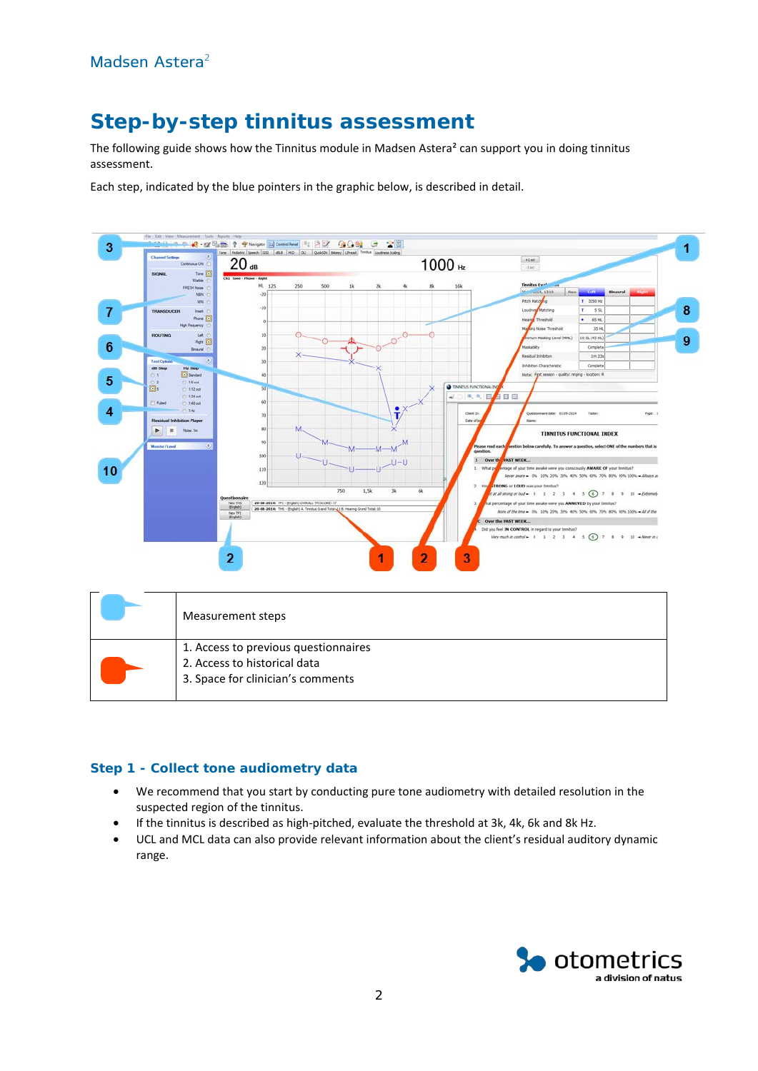# Step-by-step tinnitus assessment

The following guide shows how the Tinnitus module in Madsen Astera² can support you in doing tinnitus assessment.

Each step, indicated by the blue pointers in the graphic below, is described in detail.

| | |
|---|---|
| (blue pointer) | Measurement steps |
| (orange pointer) | 1. Access to previous questionnaires<br>2. Access to historical data<br>3. Space for clinician's comments |

## Step 1 - Collect tone audiometry data

- We recommend that you start by conducting pure tone audiometry with detailed resolution in the suspected region of the tinnitus.
- If the tinnitus is described as high-pitched, evaluate the threshold at 3k, 4k, 6k and 8k Hz.
- UCL and MCL data can also provide relevant information about the client's residual auditory dynamic range.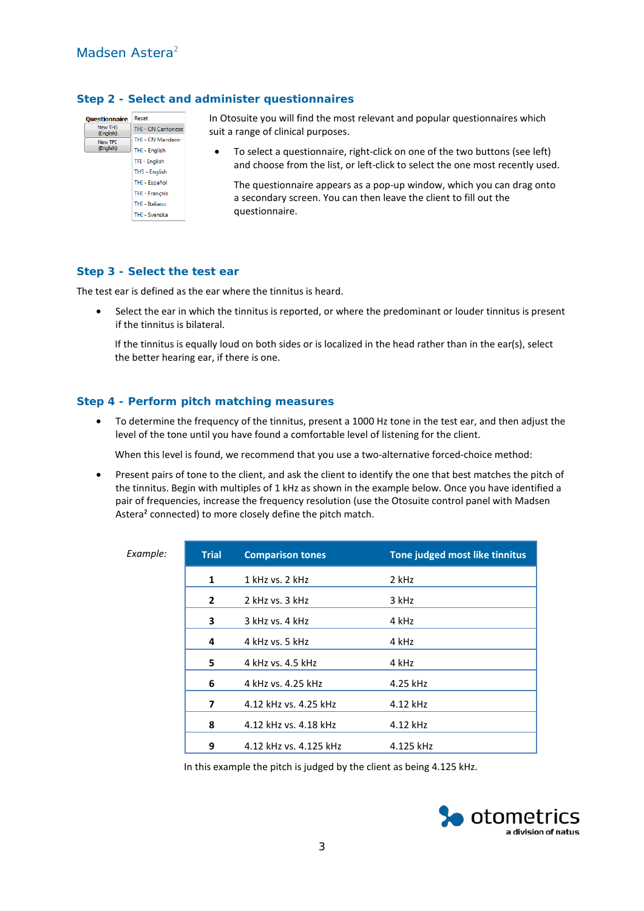## Step 2 - Select and administer questionnaires

In Otosuite you will find the most relevant and popular questionnaires which suit a range of clinical purposes.

- To select a questionnaire, right-click on one of the two buttons (see left) and choose from the list, or left-click to select the one most recently used.

  The questionnaire appears as a pop-up window, which you can drag onto a secondary screen. You can then leave the client to fill out the questionnaire.

## Step 3 - Select the test ear

The test ear is defined as the ear where the tinnitus is heard.

- Select the ear in which the tinnitus is reported, or where the predominant or louder tinnitus is present if the tinnitus is bilateral.

  If the tinnitus is equally loud on both sides or is localized in the head rather than in the ear(s), select the better hearing ear, if there is one.

## Step 4 - Perform pitch matching measures

- To determine the frequency of the tinnitus, present a 1000 Hz tone in the test ear, and then adjust the level of the tone until you have found a comfortable level of listening for the client.

  When this level is found, we recommend that you use a two-alternative forced-choice method:

- Present pairs of tone to the client, and ask the client to identify the one that best matches the pitch of the tinnitus. Begin with multiples of 1 kHz as shown in the example below. Once you have identified a pair of frequencies, increase the frequency resolution (use the Otosuite control panel with Madsen Astera² connected) to more closely define the pitch match.

*Example:*

| Trial | Comparison tones | Tone judged most like tinnitus |
|---|---|---|
| 1 | 1 kHz vs. 2 kHz | 2 kHz |
| 2 | 2 kHz vs. 3 kHz | 3 kHz |
| 3 | 3 kHz vs. 4 kHz | 4 kHz |
| 4 | 4 kHz vs. 5 kHz | 4 kHz |
| 5 | 4 kHz vs. 4.5 kHz | 4 kHz |
| 6 | 4 kHz vs. 4.25 kHz | 4.25 kHz |
| 7 | 4.12 kHz vs. 4.25 kHz | 4.12 kHz |
| 8 | 4.12 kHz vs. 4.18 kHz | 4.12 kHz |
| 9 | 4.12 kHz vs. 4.125 kHz | 4.125 kHz |

In this example the pitch is judged by the client as being 4.125 kHz.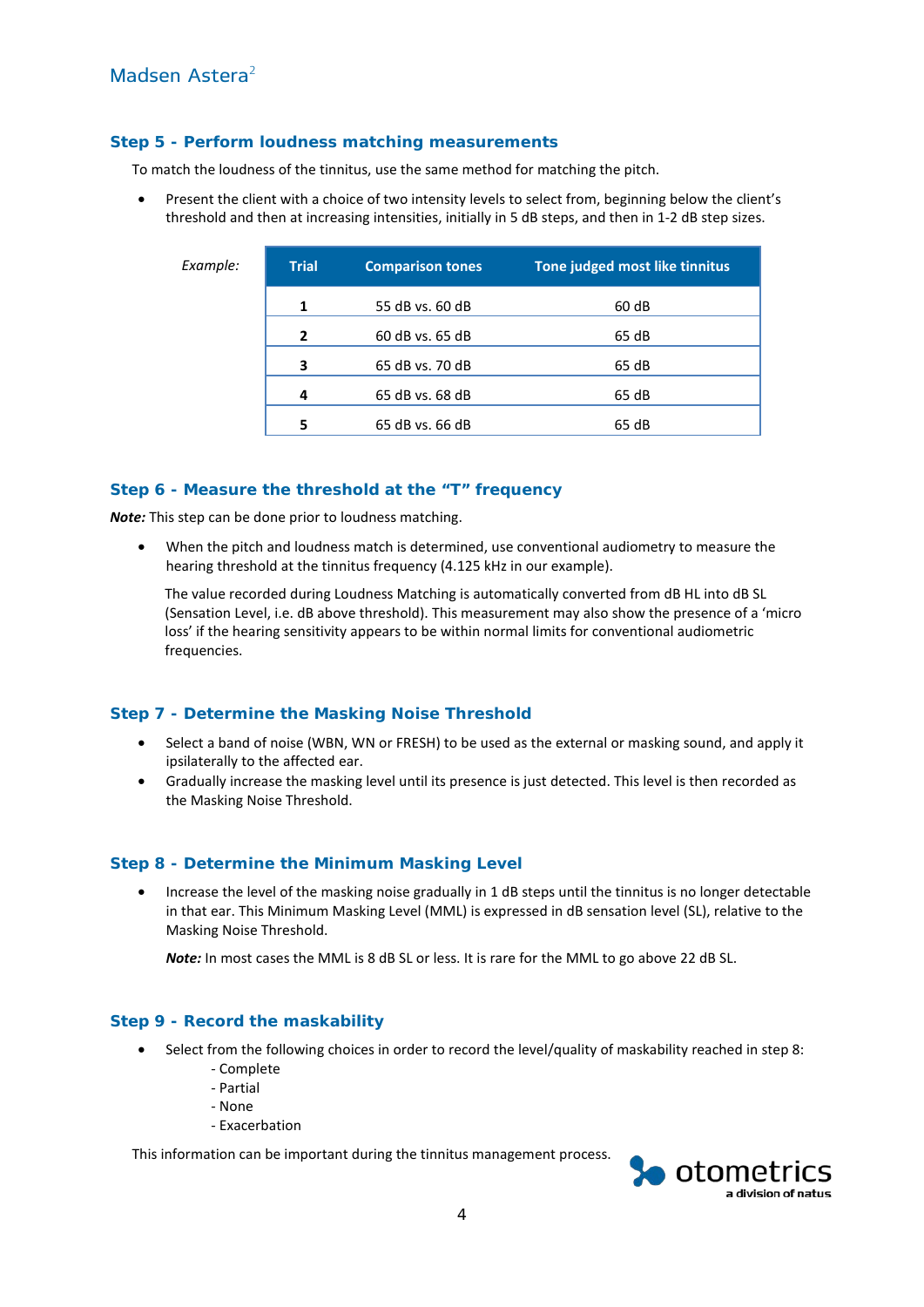## Step 5 - Perform loudness matching measurements

To match the loudness of the tinnitus, use the same method for matching the pitch.

- Present the client with a choice of two intensity levels to select from, beginning below the client's threshold and then at increasing intensities, initially in 5 dB steps, and then in 1-2 dB step sizes.

*Example:*

| Trial | Comparison tones | Tone judged most like tinnitus |
|---|---|---|
| **1** | 55 dB vs. 60 dB | 60 dB |
| **2** | 60 dB vs. 65 dB | 65 dB |
| **3** | 65 dB vs. 70 dB | 65 dB |
| **4** | 65 dB vs. 68 dB | 65 dB |
| **5** | 65 dB vs. 66 dB | 65 dB |

## Step 6 - Measure the threshold at the "T" frequency

***Note:*** This step can be done prior to loudness matching.

- When the pitch and loudness match is determined, use conventional audiometry to measure the hearing threshold at the tinnitus frequency (4.125 kHz in our example).

  The value recorded during Loudness Matching is automatically converted from dB HL into dB SL (Sensation Level, i.e. dB above threshold). This measurement may also show the presence of a 'micro loss' if the hearing sensitivity appears to be within normal limits for conventional audiometric frequencies.

## Step 7 - Determine the Masking Noise Threshold

- Select a band of noise (WBN, WN or FRESH) to be used as the external or masking sound, and apply it ipsilaterally to the affected ear.
- Gradually increase the masking level until its presence is just detected. This level is then recorded as the Masking Noise Threshold.

## Step 8 - Determine the Minimum Masking Level

- Increase the level of the masking noise gradually in 1 dB steps until the tinnitus is no longer detectable in that ear. This Minimum Masking Level (MML) is expressed in dB sensation level (SL), relative to the Masking Noise Threshold.

  ***Note:*** In most cases the MML is 8 dB SL or less. It is rare for the MML to go above 22 dB SL.

## Step 9 - Record the maskability

- Select from the following choices in order to record the level/quality of maskability reached in step 8:
  - Complete
  - Partial
  - None
  - Exacerbation

This information can be important during the tinnitus management process.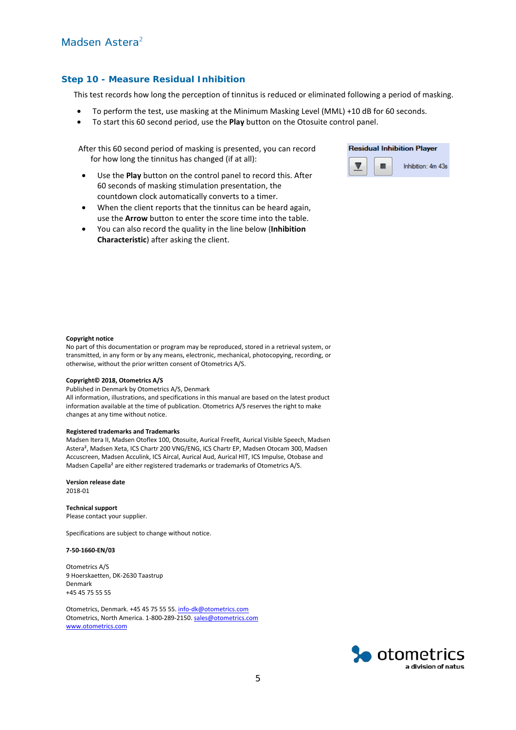## Step 10 - Measure Residual Inhibition

This test records how long the perception of tinnitus is reduced or eliminated following a period of masking.

- To perform the test, use masking at the Minimum Masking Level (MML) +10 dB for 60 seconds.
- To start this 60 second period, use the **Play** button on the Otosuite control panel.

After this 60 second period of masking is presented, you can record for how long the tinnitus has changed (if at all):

- Use the **Play** button on the control panel to record this. After 60 seconds of masking stimulation presentation, the countdown clock automatically converts to a timer.
- When the client reports that the tinnitus can be heard again, use the **Arrow** button to enter the score time into the table.
- You can also record the quality in the line below (**Inhibition Characteristic**) after asking the client.

Residual Inhibition Player

Inhibition: 4m 43s

**Copyright notice**
No part of this documentation or program may be reproduced, stored in a retrieval system, or transmitted, in any form or by any means, electronic, mechanical, photocopying, recording, or otherwise, without the prior written consent of Otometrics A/S.

**Copyright© 2018, Otometrics A/S**
Published in Denmark by Otometrics A/S, Denmark
All information, illustrations, and specifications in this manual are based on the latest product information available at the time of publication. Otometrics A/S reserves the right to make changes at any time without notice.

**Registered trademarks and Trademarks**
Madsen Itera II, Madsen Otoflex 100, Otosuite, Aurical Freefit, Aurical Visible Speech, Madsen Astera², Madsen Xeta, ICS Chartr 200 VNG/ENG, ICS Chartr EP, Madsen Otocam 300, Madsen Accuscreen, Madsen Acculink, ICS Aircal, Aurical Aud, Aurical HIT, ICS Impulse, Otobase and Madsen Capella² are either registered trademarks or trademarks of Otometrics A/S.

**Version release date**
2018-01

**Technical support**
Please contact your supplier.

Specifications are subject to change without notice.

**7-50-1660-EN/03**

Otometrics A/S
9 Hoerskaetten, DK-2630 Taastrup
Denmark
+45 45 75 55 55

Otometrics, Denmark. +45 45 75 55 55. info-dk@otometrics.com
Otometrics, North America. 1-800-289-2150. sales@otometrics.com
www.otometrics.com

otometrics
a division of natus